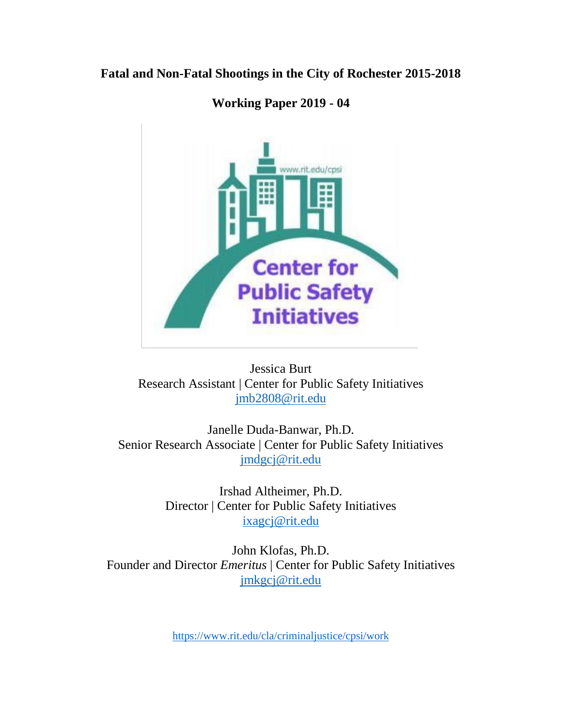# Fatal and Non-Fatal Shootings in the City of Rochester 2015-2018

## Working Paper 2019 - 04

Jessica Burt
Research Assistant | Center for Public Safety Initiatives
jmb2808@rit.edu

Janelle Duda-Banwar, Ph.D.
Senior Research Associate | Center for Public Safety Initiatives
jmdgcj@rit.edu

Irshad Altheimer, Ph.D.
Director | Center for Public Safety Initiatives
ixagcj@rit.edu

John Klofas, Ph.D.
Founder and Director *Emeritus* | Center for Public Safety Initiatives
jmkgcj@rit.edu

https://www.rit.edu/cla/criminaljustice/cpsi/work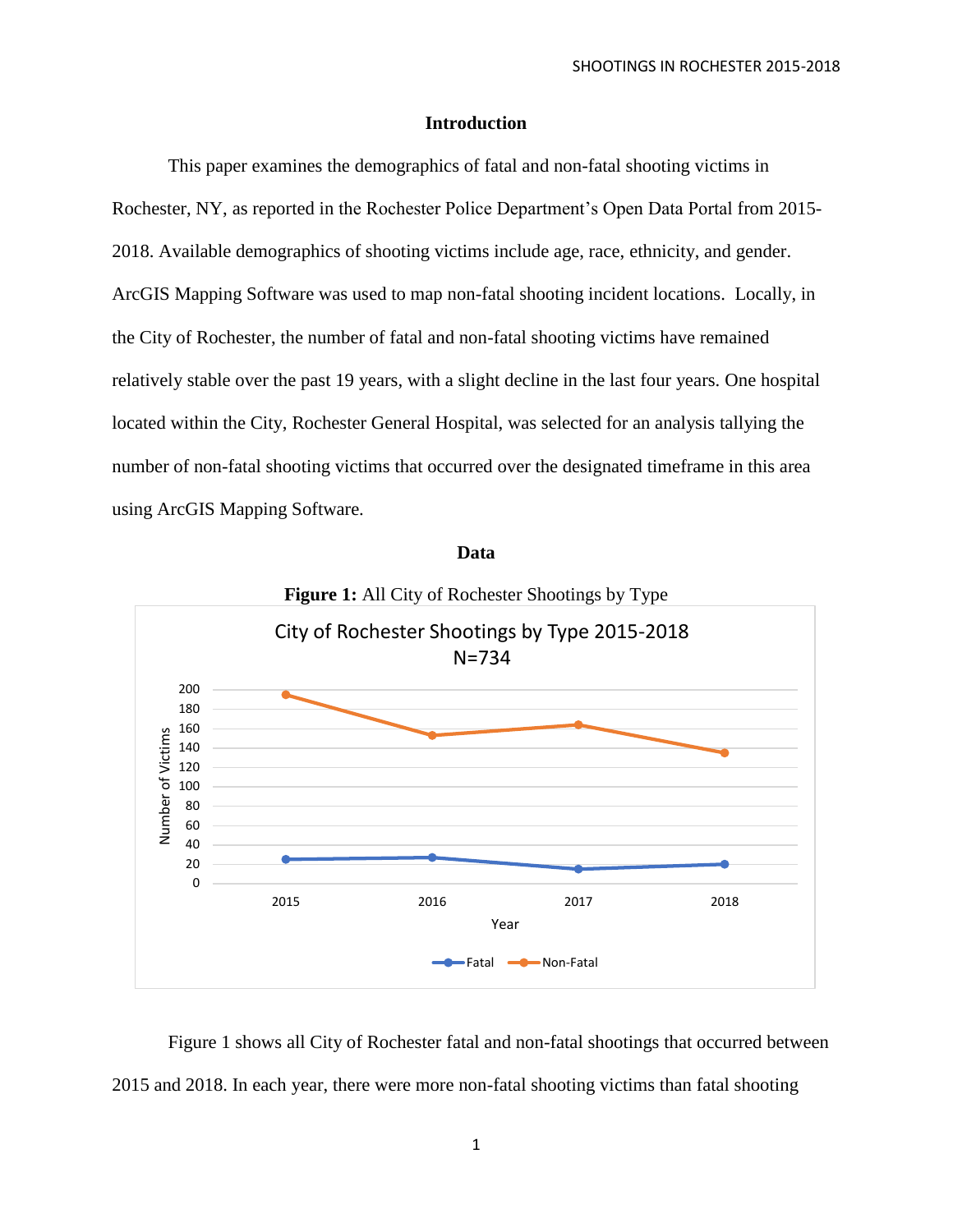## Introduction

This paper examines the demographics of fatal and non-fatal shooting victims in Rochester, NY, as reported in the Rochester Police Department's Open Data Portal from 2015-2018. Available demographics of shooting victims include age, race, ethnicity, and gender. ArcGIS Mapping Software was used to map non-fatal shooting incident locations. Locally, in the City of Rochester, the number of fatal and non-fatal shooting victims have remained relatively stable over the past 19 years, with a slight decline in the last four years. One hospital located within the City, Rochester General Hospital, was selected for an analysis tallying the number of non-fatal shooting victims that occurred over the designated timeframe in this area using ArcGIS Mapping Software.

## Data

**Figure 1:** All City of Rochester Shootings by Type

Figure 1 shows all City of Rochester fatal and non-fatal shootings that occurred between 2015 and 2018. In each year, there were more non-fatal shooting victims than fatal shooting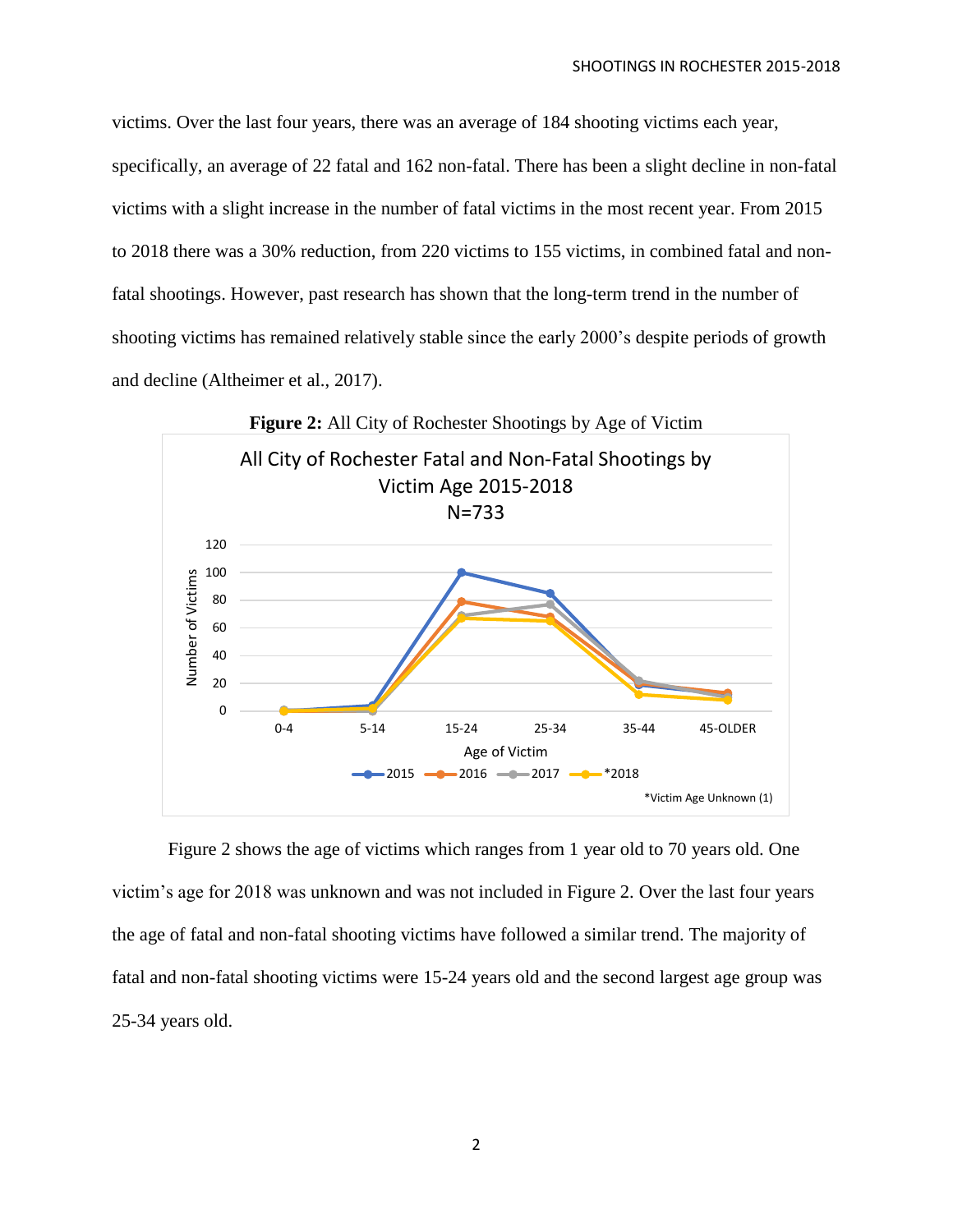victims. Over the last four years, there was an average of 184 shooting victims each year, specifically, an average of 22 fatal and 162 non-fatal. There has been a slight decline in non-fatal victims with a slight increase in the number of fatal victims in the most recent year. From 2015 to 2018 there was a 30% reduction, from 220 victims to 155 victims, in combined fatal and non-fatal shootings. However, past research has shown that the long-term trend in the number of shooting victims has remained relatively stable since the early 2000's despite periods of growth and decline (Altheimer et al., 2017).

**Figure 2:** All City of Rochester Shootings by Age of Victim

Figure 2 shows the age of victims which ranges from 1 year old to 70 years old. One victim's age for 2018 was unknown and was not included in Figure 2. Over the last four years the age of fatal and non-fatal shooting victims have followed a similar trend. The majority of fatal and non-fatal shooting victims were 15-24 years old and the second largest age group was 25-34 years old.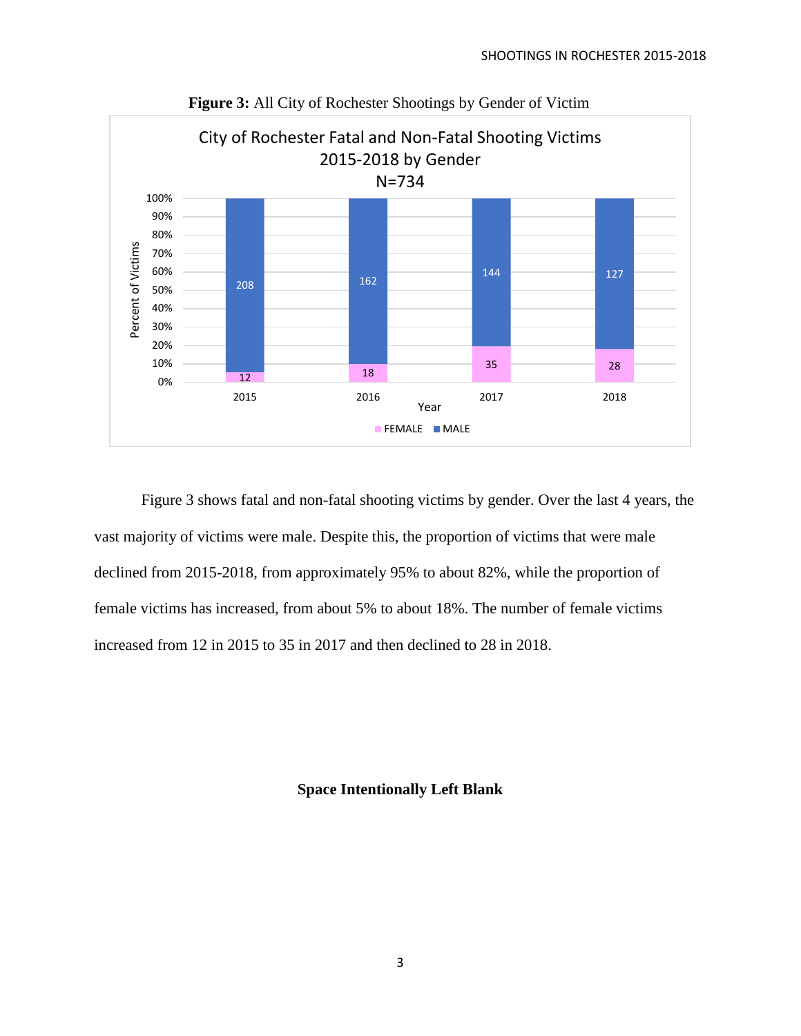**Figure 3:** All City of Rochester Shootings by Gender of Victim

City of Rochester Fatal and Non-Fatal Shooting Victims 2015-2018 by Gender N=734

| Year | FEMALE | MALE |
|---|---|---|
| 2015 | 12 | 208 |
| 2016 | 18 | 162 |
| 2017 | 35 | 144 |
| 2018 | 28 | 127 |

Figure 3 shows fatal and non-fatal shooting victims by gender. Over the last 4 years, the vast majority of victims were male. Despite this, the proportion of victims that were male declined from 2015-2018, from approximately 95% to about 82%, while the proportion of female victims has increased, from about 5% to about 18%. The number of female victims increased from 12 in 2015 to 35 in 2017 and then declined to 28 in 2018.

**Space Intentionally Left Blank**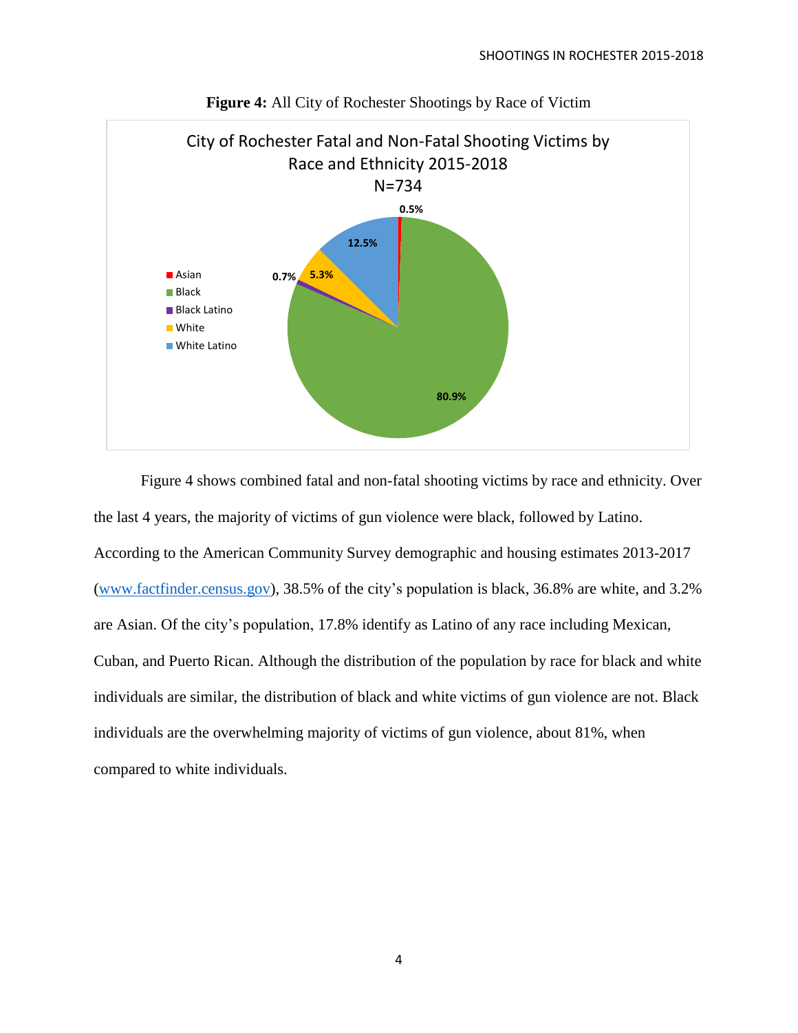**Figure 4:** All City of Rochester Shootings by Race of Victim

Figure 4 shows combined fatal and non-fatal shooting victims by race and ethnicity. Over the last 4 years, the majority of victims of gun violence were black, followed by Latino. According to the American Community Survey demographic and housing estimates 2013-2017 (www.factfinder.census.gov), 38.5% of the city's population is black, 36.8% are white, and 3.2% are Asian. Of the city's population, 17.8% identify as Latino of any race including Mexican, Cuban, and Puerto Rican. Although the distribution of the population by race for black and white individuals are similar, the distribution of black and white victims of gun violence are not. Black individuals are the overwhelming majority of victims of gun violence, about 81%, when compared to white individuals.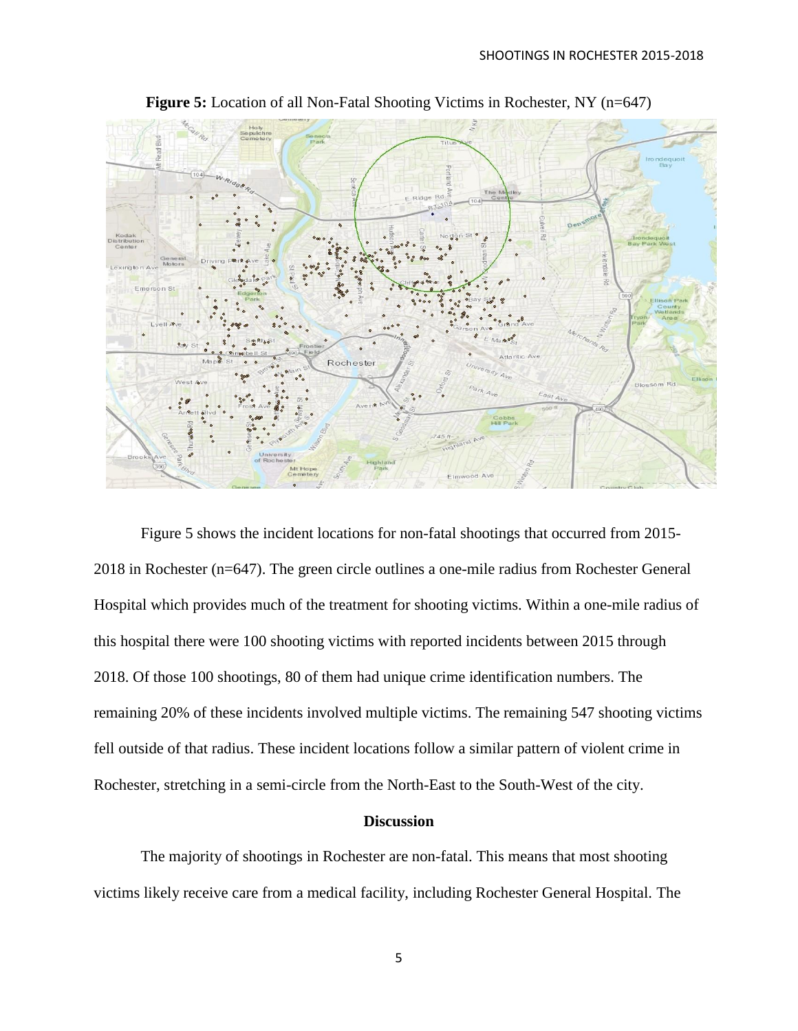**Figure 5:** Location of all Non-Fatal Shooting Victims in Rochester, NY (n=647)

Figure 5 shows the incident locations for non-fatal shootings that occurred from 2015-2018 in Rochester (n=647). The green circle outlines a one-mile radius from Rochester General Hospital which provides much of the treatment for shooting victims. Within a one-mile radius of this hospital there were 100 shooting victims with reported incidents between 2015 through 2018. Of those 100 shootings, 80 of them had unique crime identification numbers. The remaining 20% of these incidents involved multiple victims. The remaining 547 shooting victims fell outside of that radius. These incident locations follow a similar pattern of violent crime in Rochester, stretching in a semi-circle from the North-East to the South-West of the city.

## Discussion

The majority of shootings in Rochester are non-fatal. This means that most shooting victims likely receive care from a medical facility, including Rochester General Hospital. The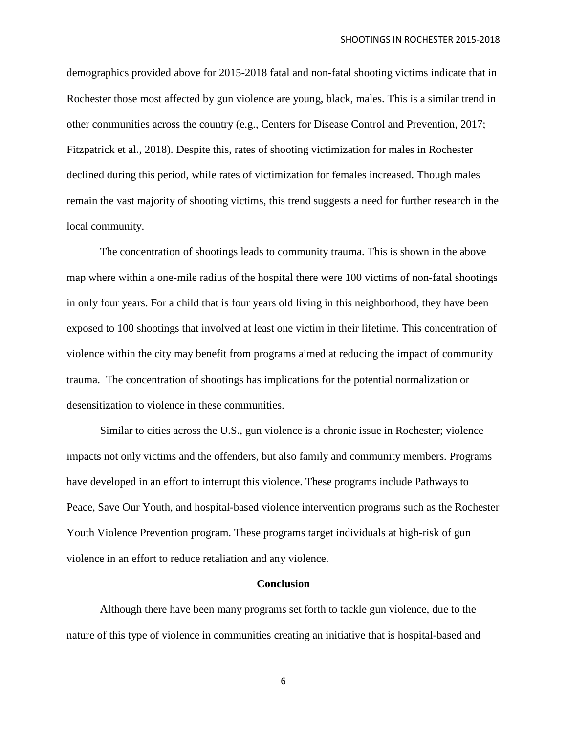demographics provided above for 2015-2018 fatal and non-fatal shooting victims indicate that in Rochester those most affected by gun violence are young, black, males. This is a similar trend in other communities across the country (e.g., Centers for Disease Control and Prevention, 2017; Fitzpatrick et al., 2018). Despite this, rates of shooting victimization for males in Rochester declined during this period, while rates of victimization for females increased. Though males remain the vast majority of shooting victims, this trend suggests a need for further research in the local community.

The concentration of shootings leads to community trauma. This is shown in the above map where within a one-mile radius of the hospital there were 100 victims of non-fatal shootings in only four years. For a child that is four years old living in this neighborhood, they have been exposed to 100 shootings that involved at least one victim in their lifetime. This concentration of violence within the city may benefit from programs aimed at reducing the impact of community trauma. The concentration of shootings has implications for the potential normalization or desensitization to violence in these communities.

Similar to cities across the U.S., gun violence is a chronic issue in Rochester; violence impacts not only victims and the offenders, but also family and community members. Programs have developed in an effort to interrupt this violence. These programs include Pathways to Peace, Save Our Youth, and hospital-based violence intervention programs such as the Rochester Youth Violence Prevention program. These programs target individuals at high-risk of gun violence in an effort to reduce retaliation and any violence.

## Conclusion

Although there have been many programs set forth to tackle gun violence, due to the nature of this type of violence in communities creating an initiative that is hospital-based and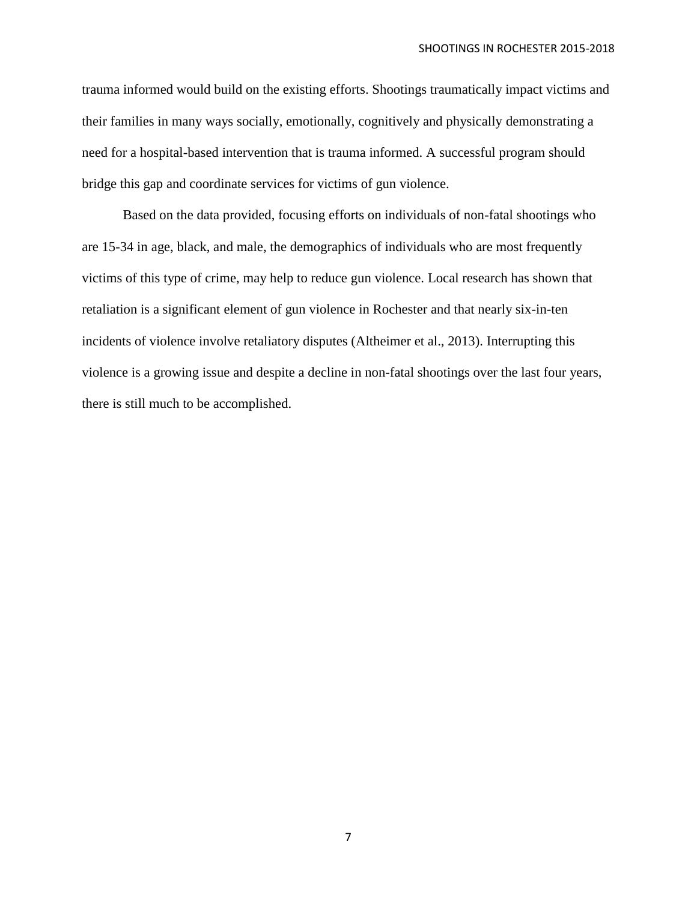trauma informed would build on the existing efforts. Shootings traumatically impact victims and their families in many ways socially, emotionally, cognitively and physically demonstrating a need for a hospital-based intervention that is trauma informed. A successful program should bridge this gap and coordinate services for victims of gun violence.

Based on the data provided, focusing efforts on individuals of non-fatal shootings who are 15-34 in age, black, and male, the demographics of individuals who are most frequently victims of this type of crime, may help to reduce gun violence. Local research has shown that retaliation is a significant element of gun violence in Rochester and that nearly six-in-ten incidents of violence involve retaliatory disputes (Altheimer et al., 2013). Interrupting this violence is a growing issue and despite a decline in non-fatal shootings over the last four years, there is still much to be accomplished.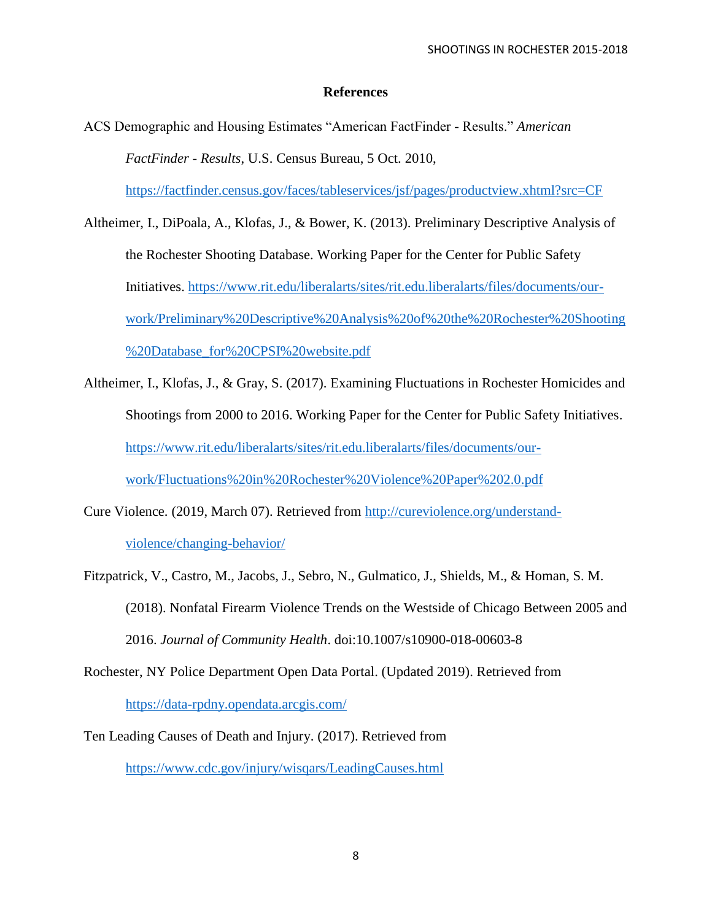## References

ACS Demographic and Housing Estimates "American FactFinder - Results." *American FactFinder - Results*, U.S. Census Bureau, 5 Oct. 2010, https://factfinder.census.gov/faces/tableservices/jsf/pages/productview.xhtml?src=CF

Altheimer, I., DiPoala, A., Klofas, J., & Bower, K. (2013). Preliminary Descriptive Analysis of the Rochester Shooting Database. Working Paper for the Center for Public Safety Initiatives. https://www.rit.edu/liberalarts/sites/rit.edu.liberalarts/files/documents/our-work/Preliminary%20Descriptive%20Analysis%20of%20the%20Rochester%20Shooting%20Database_for%20CPSI%20website.pdf

Altheimer, I., Klofas, J., & Gray, S. (2017). Examining Fluctuations in Rochester Homicides and Shootings from 2000 to 2016. Working Paper for the Center for Public Safety Initiatives. https://www.rit.edu/liberalarts/sites/rit.edu.liberalarts/files/documents/our-work/Fluctuations%20in%20Rochester%20Violence%20Paper%202.0.pdf

Cure Violence. (2019, March 07). Retrieved from http://cureviolence.org/understand-violence/changing-behavior/

Fitzpatrick, V., Castro, M., Jacobs, J., Sebro, N., Gulmatico, J., Shields, M., & Homan, S. M. (2018). Nonfatal Firearm Violence Trends on the Westside of Chicago Between 2005 and 2016. *Journal of Community Health*. doi:10.1007/s10900-018-00603-8

Rochester, NY Police Department Open Data Portal. (Updated 2019). Retrieved from https://data-rpdny.opendata.arcgis.com/

Ten Leading Causes of Death and Injury. (2017). Retrieved from https://www.cdc.gov/injury/wisqars/LeadingCauses.html